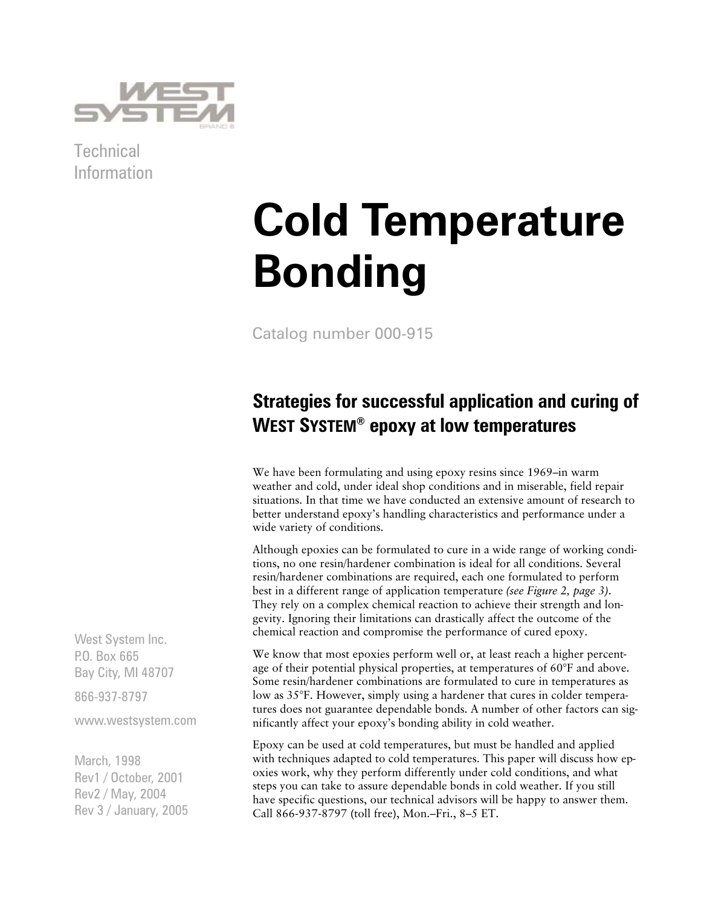Technical
Information

# Cold Temperature Bonding

Catalog number 000-915

## Strategies for successful application and curing of WEST SYSTEM® epoxy at low temperatures

We have been formulating and using epoxy resins since 1969–in warm weather and cold, under ideal shop conditions and in miserable, field repair situations. In that time we have conducted an extensive amount of research to better understand epoxy's handling characteristics and performance under a wide variety of conditions.

Although epoxies can be formulated to cure in a wide range of working conditions, no one resin/hardener combination is ideal for all conditions. Several resin/hardener combinations are required, each one formulated to perform best in a different range of application temperature *(see Figure 2, page 3)*. They rely on a complex chemical reaction to achieve their strength and longevity. Ignoring their limitations can drastically affect the outcome of the chemical reaction and compromise the performance of cured epoxy.

We know that most epoxies perform well or, at least reach a higher percentage of their potential physical properties, at temperatures of 60°F and above. Some resin/hardener combinations are formulated to cure in temperatures as low as 35°F. However, simply using a hardener that cures in colder temperatures does not guarantee dependable bonds. A number of other factors can significantly affect your epoxy's bonding ability in cold weather.

Epoxy can be used at cold temperatures, but must be handled and applied with techniques adapted to cold temperatures. This paper will discuss how epoxies work, why they perform differently under cold conditions, and what steps you can take to assure dependable bonds in cold weather. If you still have specific questions, our technical advisors will be happy to answer them. Call 866-937-8797 (toll free), Mon.–Fri., 8–5 ET.

West System Inc.
P.O. Box 665
Bay City, MI 48707

866-937-8797

www.westsystem.com

March, 1998
Rev1 / October, 2001
Rev2 / May, 2004
Rev 3 / January, 2005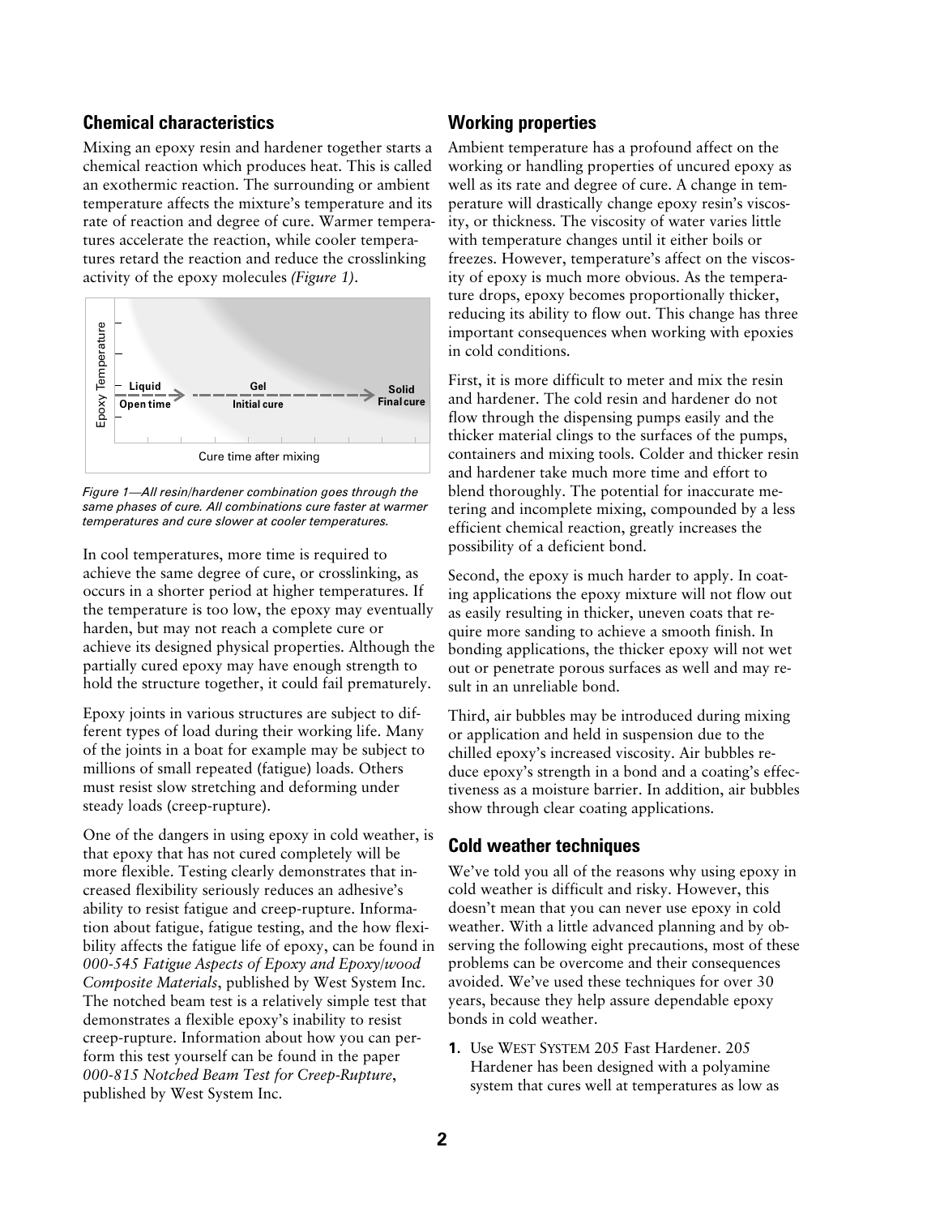## Chemical characteristics

Mixing an epoxy resin and hardener together starts a chemical reaction which produces heat. This is called an exothermic reaction. The surrounding or ambient temperature affects the mixture's temperature and its rate of reaction and degree of cure. Warmer temperatures accelerate the reaction, while cooler temperatures retard the reaction and reduce the crosslinking activity of the epoxy molecules *(Figure 1)*.

*Figure 1—All resin/hardener combination goes through the same phases of cure. All combinations cure faster at warmer temperatures and cure slower at cooler temperatures.*

In cool temperatures, more time is required to achieve the same degree of cure, or crosslinking, as occurs in a shorter period at higher temperatures. If the temperature is too low, the epoxy may eventually harden, but may not reach a complete cure or achieve its designed physical properties. Although the partially cured epoxy may have enough strength to hold the structure together, it could fail prematurely.

Epoxy joints in various structures are subject to different types of load during their working life. Many of the joints in a boat for example may be subject to millions of small repeated (fatigue) loads. Others must resist slow stretching and deforming under steady loads (creep-rupture).

One of the dangers in using epoxy in cold weather, is that epoxy that has not cured completely will be more flexible. Testing clearly demonstrates that increased flexibility seriously reduces an adhesive's ability to resist fatigue and creep-rupture. Information about fatigue, fatigue testing, and the how flexibility affects the fatigue life of epoxy, can be found in *000-545 Fatigue Aspects of Epoxy and Epoxy/wood Composite Materials*, published by West System Inc. The notched beam test is a relatively simple test that demonstrates a flexible epoxy's inability to resist creep-rupture. Information about how you can perform this test yourself can be found in the paper *000-815 Notched Beam Test for Creep-Rupture*, published by West System Inc.

## Working properties

Ambient temperature has a profound affect on the working or handling properties of uncured epoxy as well as its rate and degree of cure. A change in temperature will drastically change epoxy resin's viscosity, or thickness. The viscosity of water varies little with temperature changes until it either boils or freezes. However, temperature's affect on the viscosity of epoxy is much more obvious. As the temperature drops, epoxy becomes proportionally thicker, reducing its ability to flow out. This change has three important consequences when working with epoxies in cold conditions.

First, it is more difficult to meter and mix the resin and hardener. The cold resin and hardener do not flow through the dispensing pumps easily and the thicker material clings to the surfaces of the pumps, containers and mixing tools. Colder and thicker resin and hardener take much more time and effort to blend thoroughly. The potential for inaccurate metering and incomplete mixing, compounded by a less efficient chemical reaction, greatly increases the possibility of a deficient bond.

Second, the epoxy is much harder to apply. In coating applications the epoxy mixture will not flow out as easily resulting in thicker, uneven coats that require more sanding to achieve a smooth finish. In bonding applications, the thicker epoxy will not wet out or penetrate porous surfaces as well and may result in an unreliable bond.

Third, air bubbles may be introduced during mixing or application and held in suspension due to the chilled epoxy's increased viscosity. Air bubbles reduce epoxy's strength in a bond and a coating's effectiveness as a moisture barrier. In addition, air bubbles show through clear coating applications.

## Cold weather techniques

We've told you all of the reasons why using epoxy in cold weather is difficult and risky. However, this doesn't mean that you can never use epoxy in cold weather. With a little advanced planning and by observing the following eight precautions, most of these problems can be overcome and their consequences avoided. We've used these techniques for over 30 years, because they help assure dependable epoxy bonds in cold weather.

1. Use WEST SYSTEM 205 Fast Hardener. 205 Hardener has been designed with a polyamine system that cures well at temperatures as low as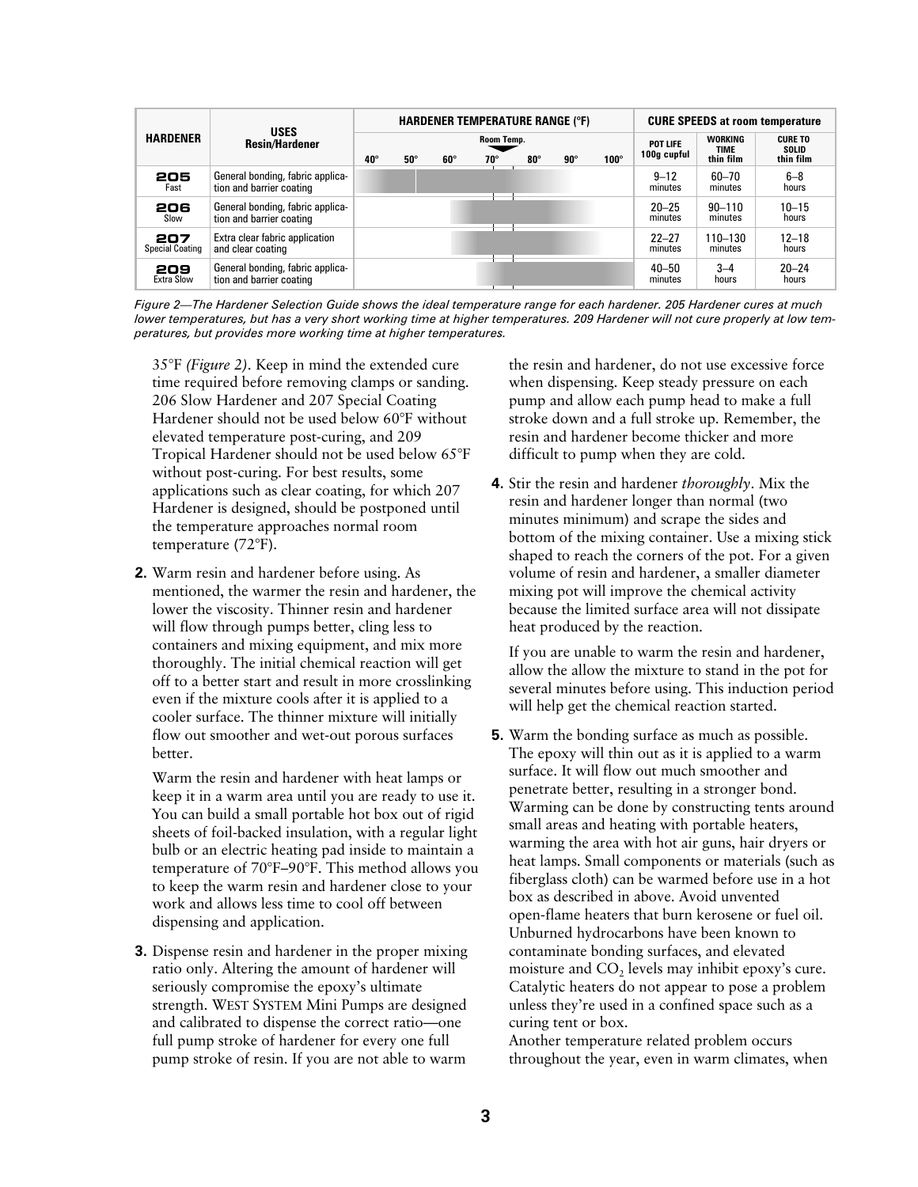| HARDENER | USES Resin/Hardener | HARDENER TEMPERATURE RANGE (°F) | | | | | | | CURE SPEEDS at room temperature | | |
|---|---|---|---|---|---|---|---|---|---|---|---|
| | | 40° | 50° | 60° | 70° (Room Temp.) | 80° | 90° | 100° | POT LIFE 100g cupful | WORKING TIME thin film | CURE TO SOLID thin film |
| **205** Fast | General bonding, fabric application and barrier coating | | | | | | | | 9–12 minutes | 60–70 minutes | 6–8 hours |
| **206** Slow | General bonding, fabric application and barrier coating | | | | | | | | 20–25 minutes | 90–110 minutes | 10–15 hours |
| **207** Special Coating | Extra clear fabric application and clear coating | | | | | | | | 22–27 minutes | 110–130 minutes | 12–18 hours |
| **209** Extra Slow | General bonding, fabric application and barrier coating | | | | | | | | 40–50 minutes | 3–4 hours | 20–24 hours |

*Figure 2—The Hardener Selection Guide shows the ideal temperature range for each hardener. 205 Hardener cures at much lower temperatures, but has a very short working time at higher temperatures. 209 Hardener will not cure properly at low temperatures, but provides more working time at higher temperatures.*

35°F *(Figure 2)*. Keep in mind the extended cure time required before removing clamps or sanding. 206 Slow Hardener and 207 Special Coating Hardener should not be used below 60°F without elevated temperature post-curing, and 209 Tropical Hardener should not be used below 65°F without post-curing. For best results, some applications such as clear coating, for which 207 Hardener is designed, should be postponed until the temperature approaches normal room temperature (72°F).

**2.** Warm resin and hardener before using. As mentioned, the warmer the resin and hardener, the lower the viscosity. Thinner resin and hardener will flow through pumps better, cling less to containers and mixing equipment, and mix more thoroughly. The initial chemical reaction will get off to a better start and result in more crosslinking even if the mixture cools after it is applied to a cooler surface. The thinner mixture will initially flow out smoother and wet-out porous surfaces better.

Warm the resin and hardener with heat lamps or keep it in a warm area until you are ready to use it. You can build a small portable hot box out of rigid sheets of foil-backed insulation, with a regular light bulb or an electric heating pad inside to maintain a temperature of 70°F–90°F. This method allows you to keep the warm resin and hardener close to your work and allows less time to cool off between dispensing and application.

**3.** Dispense resin and hardener in the proper mixing ratio only. Altering the amount of hardener will seriously compromise the epoxy's ultimate strength. WEST SYSTEM Mini Pumps are designed and calibrated to dispense the correct ratio—one full pump stroke of hardener for every one full pump stroke of resin. If you are not able to warm the resin and hardener, do not use excessive force when dispensing. Keep steady pressure on each pump and allow each pump head to make a full stroke down and a full stroke up. Remember, the resin and hardener become thicker and more difficult to pump when they are cold.

**4.** Stir the resin and hardener *thoroughly*. Mix the resin and hardener longer than normal (two minutes minimum) and scrape the sides and bottom of the mixing container. Use a mixing stick shaped to reach the corners of the pot. For a given volume of resin and hardener, a smaller diameter mixing pot will improve the chemical activity because the limited surface area will not dissipate heat produced by the reaction.

If you are unable to warm the resin and hardener, allow the allow the mixture to stand in the pot for several minutes before using. This induction period will help get the chemical reaction started.

**5.** Warm the bonding surface as much as possible. The epoxy will thin out as it is applied to a warm surface. It will flow out much smoother and penetrate better, resulting in a stronger bond. Warming can be done by constructing tents around small areas and heating with portable heaters, warming the area with hot air guns, hair dryers or heat lamps. Small components or materials (such as fiberglass cloth) can be warmed before use in a hot box as described in above. Avoid unvented open-flame heaters that burn kerosene or fuel oil. Unburned hydrocarbons have been known to contaminate bonding surfaces, and elevated moisture and $CO_2$ levels may inhibit epoxy's cure. Catalytic heaters do not appear to pose a problem unless they're used in a confined space such as a curing tent or box.

Another temperature related problem occurs throughout the year, even in warm climates, when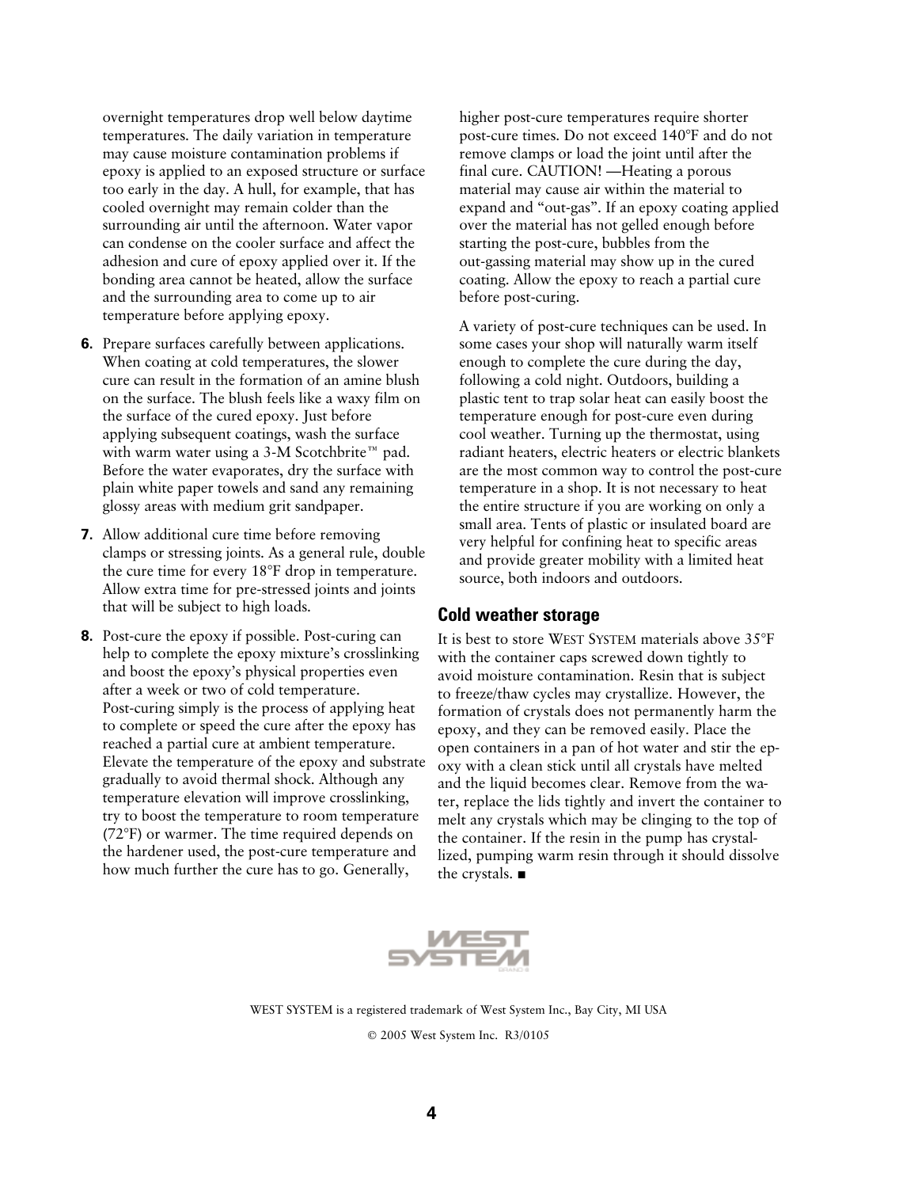overnight temperatures drop well below daytime temperatures. The daily variation in temperature may cause moisture contamination problems if epoxy is applied to an exposed structure or surface too early in the day. A hull, for example, that has cooled overnight may remain colder than the surrounding air until the afternoon. Water vapor can condense on the cooler surface and affect the adhesion and cure of epoxy applied over it. If the bonding area cannot be heated, allow the surface and the surrounding area to come up to air temperature before applying epoxy.

6. Prepare surfaces carefully between applications. When coating at cold temperatures, the slower cure can result in the formation of an amine blush on the surface. The blush feels like a waxy film on the surface of the cured epoxy. Just before applying subsequent coatings, wash the surface with warm water using a 3-M Scotchbrite™ pad. Before the water evaporates, dry the surface with plain white paper towels and sand any remaining glossy areas with medium grit sandpaper.

7. Allow additional cure time before removing clamps or stressing joints. As a general rule, double the cure time for every 18°F drop in temperature. Allow extra time for pre-stressed joints and joints that will be subject to high loads.

8. Post-cure the epoxy if possible. Post-curing can help to complete the epoxy mixture's crosslinking and boost the epoxy's physical properties even after a week or two of cold temperature. Post-curing simply is the process of applying heat to complete or speed the cure after the epoxy has reached a partial cure at ambient temperature. Elevate the temperature of the epoxy and substrate gradually to avoid thermal shock. Although any temperature elevation will improve crosslinking, try to boost the temperature to room temperature (72°F) or warmer. The time required depends on the hardener used, the post-cure temperature and how much further the cure has to go. Generally, higher post-cure temperatures require shorter post-cure times. Do not exceed 140°F and do not remove clamps or load the joint until after the final cure. CAUTION! —Heating a porous material may cause air within the material to expand and "out-gas". If an epoxy coating applied over the material has not gelled enough before starting the post-cure, bubbles from the out-gassing material may show up in the cured coating. Allow the epoxy to reach a partial cure before post-curing.

   A variety of post-cure techniques can be used. In some cases your shop will naturally warm itself enough to complete the cure during the day, following a cold night. Outdoors, building a plastic tent to trap solar heat can easily boost the temperature enough for post-cure even during cool weather. Turning up the thermostat, using radiant heaters, electric heaters or electric blankets are the most common way to control the post-cure temperature in a shop. It is not necessary to heat the entire structure if you are working on only a small area. Tents of plastic or insulated board are very helpful for confining heat to specific areas and provide greater mobility with a limited heat source, both indoors and outdoors.

## Cold weather storage

It is best to store WEST SYSTEM materials above 35°F with the container caps screwed down tightly to avoid moisture contamination. Resin that is subject to freeze/thaw cycles may crystallize. However, the formation of crystals does not permanently harm the epoxy, and they can be removed easily. Place the open containers in a pan of hot water and stir the epoxy with a clean stick until all crystals have melted and the liquid becomes clear. Remove from the water, replace the lids tightly and invert the container to melt any crystals which may be clinging to the top of the container. If the resin in the pump has crystallized, pumping warm resin through it should dissolve the crystals. ■

WEST SYSTEM is a registered trademark of West System Inc., Bay City, MI USA

© 2005 West System Inc. R3/0105